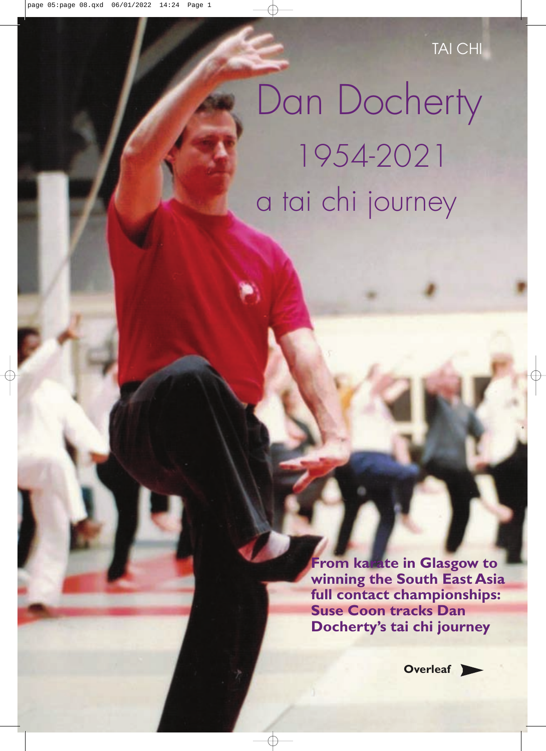TAI CHI

# Dan Docherty

## 1954-2021

## a tai chi journey

**From karate in Glasgow to winning the South East Asia full contact championships: Suse Coon tracks Dan Docherty's tai chi journey**

**Overleaf**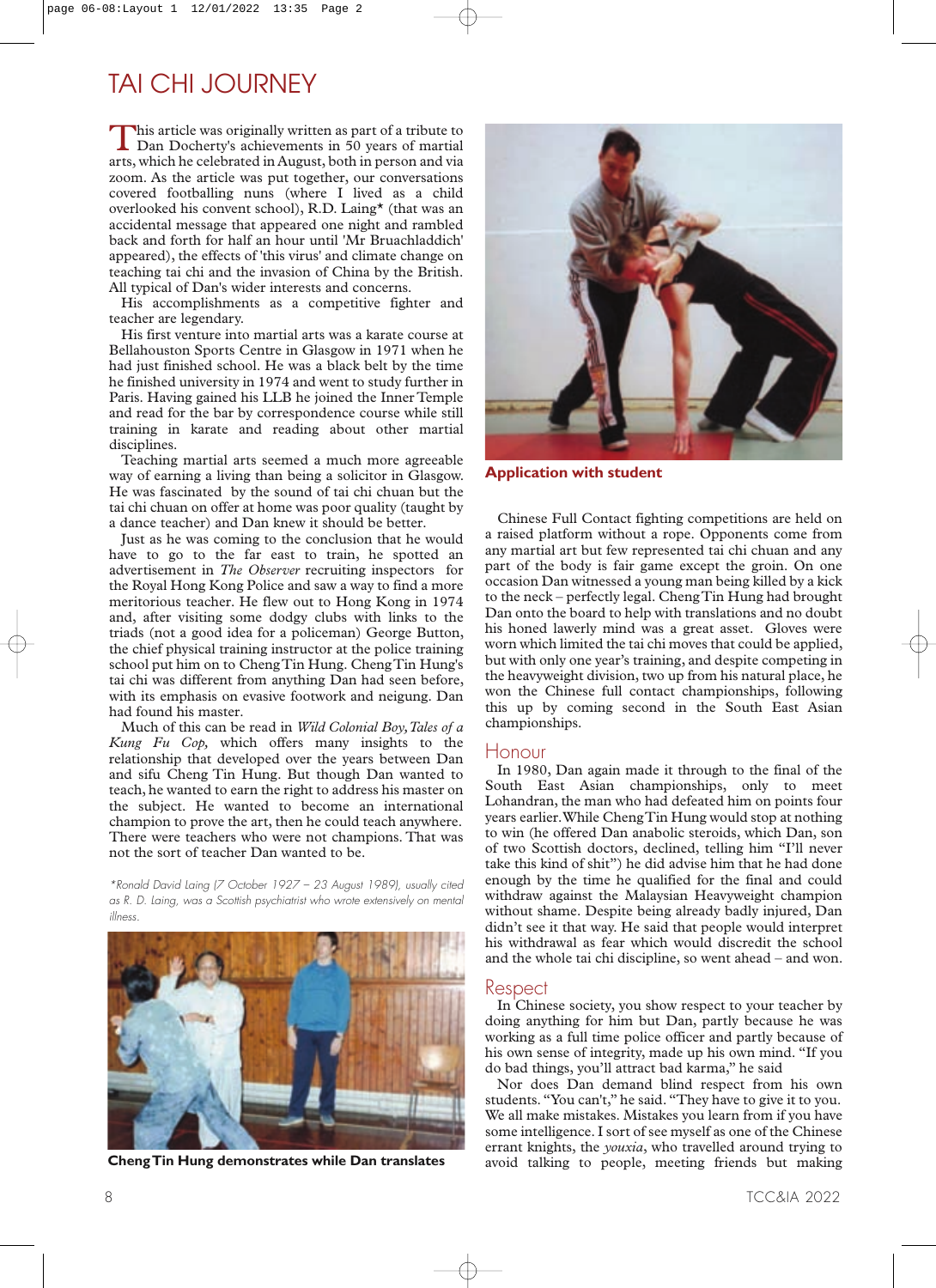# TAI CHI JOURNEY

This article was originally written as part of a tribute to Dan Docherty's achievements in 50 years of martial arts, which he celebrated in August, both in person and via zoom. As the article was put together, our conversations covered footballing nuns (where I lived as a child overlooked his convent school), R.D. Laing* (that was an accidental message that appeared one night and rambled back and forth for half an hour until 'Mr Bruachladdich' appeared), the effects of 'this virus' and climate change on teaching tai chi and the invasion of China by the British. All typical of Dan's wider interests and concerns.

His accomplishments as a competitive fighter and teacher are legendary.

His first venture into martial arts was a karate course at Bellahouston Sports Centre in Glasgow in 1971 when he had just finished school. He was a black belt by the time he finished university in 1974 and went to study further in Paris. Having gained his LLB he joined the Inner Temple and read for the bar by correspondence course while still training in karate and reading about other martial disciplines.

Teaching martial arts seemed a much more agreeable way of earning a living than being a solicitor in Glasgow. He was fascinated by the sound of tai chi chuan but the tai chi chuan on offer at home was poor quality (taught by a dance teacher) and Dan knew it should be better.

Just as he was coming to the conclusion that he would have to go to the far east to train, he spotted an advertisement in *The Observer* recruiting inspectors for the Royal Hong Kong Police and saw a way to find a more meritorious teacher. He flew out to Hong Kong in 1974 and, after visiting some dodgy clubs with links to the triads (not a good idea for a policeman) George Button, the chief physical training instructor at the police training school put him on to Cheng Tin Hung. Cheng Tin Hung's tai chi was different from anything Dan had seen before, with its emphasis on evasive footwork and neigung. Dan had found his master.

Much of this can be read in *Wild Colonial Boy, Tales of a Kung Fu Cop,* which offers many insights to the relationship that developed over the years between Dan and sifu Cheng Tin Hung. But though Dan wanted to teach, he wanted to earn the right to address his master on the subject. He wanted to become an international champion to prove the art, then he could teach anywhere. There were teachers who were not champions. That was not the sort of teacher Dan wanted to be.

*\*Ronald David Laing (7 October 1927 – 23 August 1989), usually cited as R. D. Laing, was a Scottish psychiatrist who wrote extensively on mental illness.*

**Cheng Tin Hung demonstrates while Dan translates**

**Application with student**

Chinese Full Contact fighting competitions are held on a raised platform without a rope. Opponents come from any martial art but few represented tai chi chuan and any part of the body is fair game except the groin. On one occasion Dan witnessed a young man being killed by a kick to the neck – perfectly legal. Cheng Tin Hung had brought Dan onto the board to help with translations and no doubt his honed lawerly mind was a great asset. Gloves were worn which limited the tai chi moves that could be applied, but with only one year's training, and despite competing in the heavyweight division, two up from his natural place, he won the Chinese full contact championships, following this up by coming second in the South East Asian championships.

## Honour

In 1980, Dan again made it through to the final of the South East Asian championships, only to meet Lohandran, the man who had defeated him on points four years earlier. While Cheng Tin Hung would stop at nothing to win (he offered Dan anabolic steroids, which Dan, son of two Scottish doctors, declined, telling him "I'll never take this kind of shit") he did advise him that he had done enough by the time he qualified for the final and could withdraw against the Malaysian Heavyweight champion without shame. Despite being already badly injured, Dan didn't see it that way. He said that people would interpret his withdrawal as fear which would discredit the school and the whole tai chi discipline, so went ahead – and won.

## Respect

In Chinese society, you show respect to your teacher by doing anything for him but Dan, partly because he was working as a full time police officer and partly because of his own sense of integrity, made up his own mind. "If you do bad things, you'll attract bad karma," he said

Nor does Dan demand blind respect from his own students. "You can't," he said. "They have to give it to you. We all make mistakes. Mistakes you learn from if you have some intelligence. I sort of see myself as one of the Chinese errant knights, the *youxia*, who travelled around trying to avoid talking to people, meeting friends but making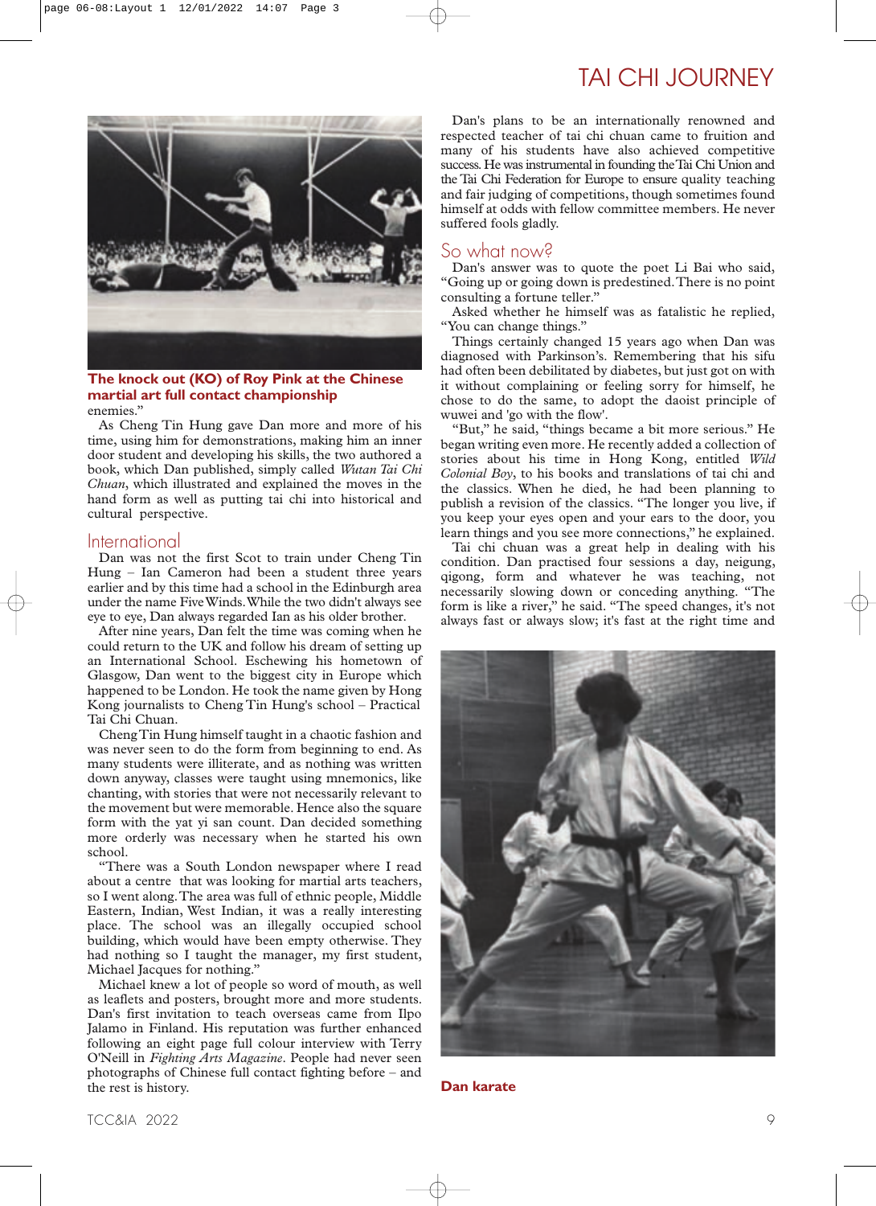# TAI CHI JOURNEY

**The knock out (KO) of Roy Pink at the Chinese martial art full contact championship**

enemies."

As Cheng Tin Hung gave Dan more and more of his time, using him for demonstrations, making him an inner door student and developing his skills, the two authored a book, which Dan published, simply called *Wutan Tai Chi Chuan*, which illustrated and explained the moves in the hand form as well as putting tai chi into historical and cultural perspective.

## International

Dan was not the first Scot to train under Cheng Tin Hung – Ian Cameron had been a student three years earlier and by this time had a school in the Edinburgh area under the name Five Winds. While the two didn't always see eye to eye, Dan always regarded Ian as his older brother.

After nine years, Dan felt the time was coming when he could return to the UK and follow his dream of setting up an International School. Eschewing his hometown of Glasgow, Dan went to the biggest city in Europe which happened to be London. He took the name given by Hong Kong journalists to Cheng Tin Hung's school – Practical Tai Chi Chuan.

Cheng Tin Hung himself taught in a chaotic fashion and was never seen to do the form from beginning to end. As many students were illiterate, and as nothing was written down anyway, classes were taught using mnemonics, like chanting, with stories that were not necessarily relevant to the movement but were memorable. Hence also the square form with the yat yi san count. Dan decided something more orderly was necessary when he started his own school.

"There was a South London newspaper where I read about a centre that was looking for martial arts teachers, so I went along. The area was full of ethnic people, Middle Eastern, Indian, West Indian, it was a really interesting place. The school was an illegally occupied school building, which would have been empty otherwise. They had nothing so I taught the manager, my first student, Michael Jacques for nothing."

Michael knew a lot of people so word of mouth, as well as leaflets and posters, brought more and more students. Dan's first invitation to teach overseas came from Ilpo Jalamo in Finland. His reputation was further enhanced following an eight page full colour interview with Terry O'Neill in *Fighting Arts Magazine*. People had never seen photographs of Chinese full contact fighting before – and the rest is history.

Dan's plans to be an internationally renowned and respected teacher of tai chi chuan came to fruition and many of his students have also achieved competitive success. He was instrumental in founding the Tai Chi Union and the Tai Chi Federation for Europe to ensure quality teaching and fair judging of competitions, though sometimes found himself at odds with fellow committee members. He never suffered fools gladly.

## So what now?

Dan's answer was to quote the poet Li Bai who said, "Going up or going down is predestined. There is no point consulting a fortune teller."

Asked whether he himself was fatalistic he replied, "You can change things."

Things certainly changed 15 years ago when Dan was diagnosed with Parkinson's. Remembering that his sifu had often been debilitated by diabetes, but just got on with it without complaining or feeling sorry for himself, he chose to do the same, to adopt the daoist principle of wuwei and 'go with the flow'.

"But," he said, "things became a bit more serious." He began writing even more. He recently added a collection of stories about his time in Hong Kong, entitled *Wild Colonial Boy*, to his books and translations of tai chi and the classics. When he died, he had been planning to publish a revision of the classics. "The longer you live, if you keep your eyes open and your ears to the door, you learn things and you see more connections," he explained.

Tai chi chuan was a great help in dealing with his condition. Dan practised four sessions a day, neigung, qigong, form and whatever he was teaching, not necessarily slowing down or conceding anything. "The form is like a river," he said. "The speed changes, it's not always fast or always slow; it's fast at the right time and

**Dan karate**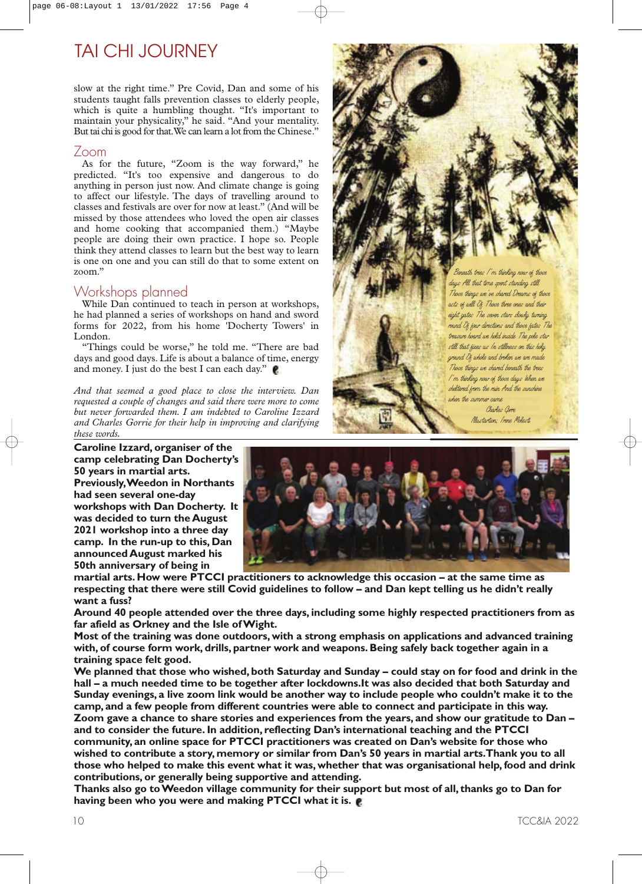# TAI CHI JOURNEY

slow at the right time." Pre Covid, Dan and some of his students taught falls prevention classes to elderly people, which is quite a humbling thought. "It's important to maintain your physicality," he said. "And your mentality. But tai chi is good for that. We can learn a lot from the Chinese."

## Zoom

As for the future, "Zoom is the way forward," he predicted. "It's too expensive and dangerous to do anything in person just now. And climate change is going to affect our lifestyle. The days of travelling around to classes and festivals are over for now at least." (And will be missed by those attendees who loved the open air classes and home cooking that accompanied them.) "Maybe people are doing their own practice. I hope so. People think they attend classes to learn but the best way to learn is one on one and you can still do that to some extent on zoom."

## Workshops planned

While Dan continued to teach in person at workshops, he had planned a series of workshops on hand and sword forms for 2022, from his home 'Docherty Towers' in London.

"Things could be worse," he told me. "There are bad days and good days. Life is about a balance of time, energy and money. I just do the best I can each day."

*And that seemed a good place to close the interview. Dan requested a couple of changes and said there were more to come but never forwarded them. I am indebted to Caroline Izzard and Charles Gorrie for their help in improving and clarifying these words.*

Beneath trees I'm thinking now of those days All that time spent standing still Those things we've shared Dreams of those acts of will Of those three ones and their eight gates The seven stars slowly turning round Of four directions and those fates The treasure hoard we hold inside The pole star still that fixes us In stillness on this holy ground Of whole and broken we are made Those things we shared beneath the trees I'm thinking now of those days When we sheltered from the rain And the sunshine when the summer came

Charles Gorrie

Illustration: Irene Molesti

**Caroline Izzard, organiser of the camp celebrating Dan Docherty's 50 years in martial arts. Previously, Weedon in Northants had seen several one-day workshops with Dan Docherty. It was decided to turn the August 2021 workshop into a three day camp. In the run-up to this, Dan announced August marked his 50th anniversary of being in martial arts. How were PTCCI practitioners to acknowledge this occasion – at the same time as respecting that there were still Covid guidelines to follow – and Dan kept telling us he didn't really want a fuss?**

**Around 40 people attended over the three days, including some highly respected practitioners from as far afield as Orkney and the Isle of Wight.**

**Most of the training was done outdoors, with a strong emphasis on applications and advanced training with, of course form work, drills, partner work and weapons. Being safely back together again in a training space felt good.**

**We planned that those who wished, both Saturday and Sunday – could stay on for food and drink in the hall – a much needed time to be together after lockdowns. It was also decided that both Saturday and Sunday evenings, a live zoom link would be another way to include people who couldn't make it to the camp, and a few people from different countries were able to connect and participate in this way.**

**Zoom gave a chance to share stories and experiences from the years, and show our gratitude to Dan – and to consider the future. In addition, reflecting Dan's international teaching and the PTCCI community, an online space for PTCCI practitioners was created on Dan's website for those who wished to contribute a story, memory or similar from Dan's 50 years in martial arts. Thank you to all those who helped to make this event what it was, whether that was organisational help, food and drink contributions, or generally being supportive and attending.**

**Thanks also go to Weedon village community for their support but most of all, thanks go to Dan for having been who you were and making PTCCI what it is.**